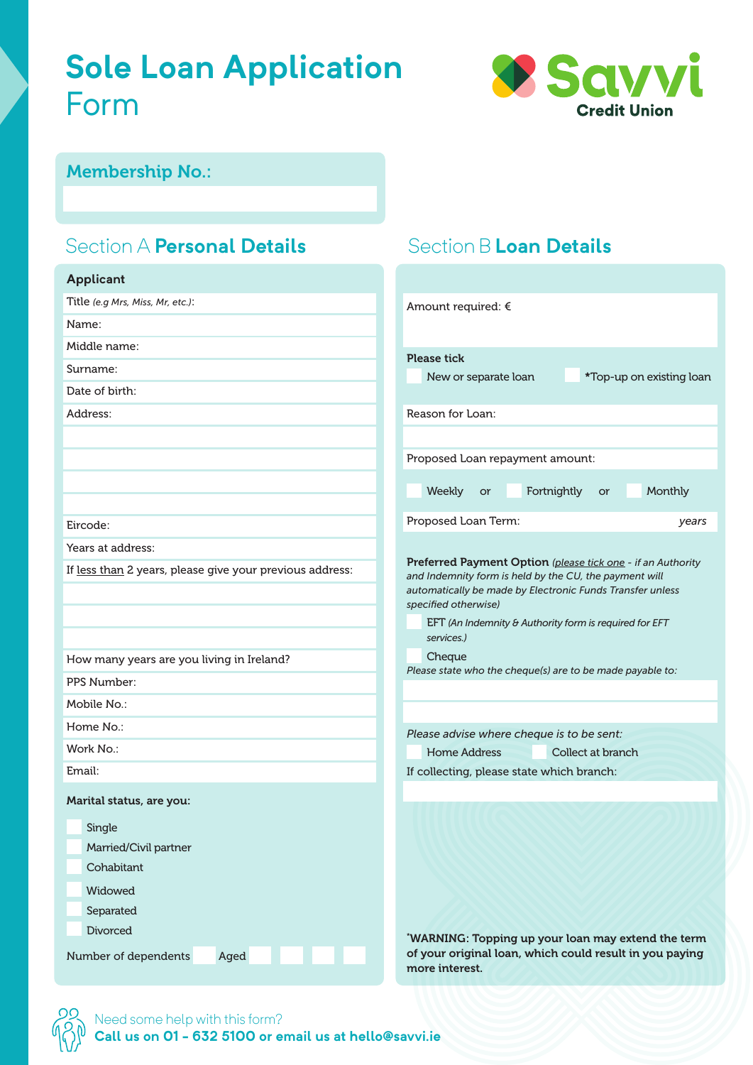# Sole Loan Application Form

Savvi Credit Union

**Membership No.:**

## Section A **Personal Details**

**Applicant**

Title *(e.g Mrs, Miss, Mr, etc.)*:

Name:

Middle name:

Surname:

Date of birth:

Address:

Eircode:

Years at address:

If less than 2 years, please give your previous address:

How many years are you living in Ireland?

PPS Number:

Mobile No.:

Home No.:

Work No.:

Email:

**Marital status, are you:**

- Single
- Married/Civil partner
- Cohabitant
- Widowed
- Separated
- Divorced

Number of dependents    Aged

## Section B **Loan Details**

Amount required: €

**Please tick**

- New or separate loan
- *Top-up on existing loan

Reason for Loan:

Proposed Loan repayment amount:

Weekly or Fortnightly or Monthly

Proposed Loan Term: *years*

**Preferred Payment Option** *(please tick one - if an Authority and Indemnity form is held by the CU, the payment will automatically be made by Electronic Funds Transfer unless specified otherwise)*

- EFT *(An Indemnity & Authority form is required for EFT services.)*
- Cheque

*Please state who the cheque(s) are to be made payable to:*

*Please advise where cheque is to be sent:*

- Home Address
- Collect at branch

If collecting, please state which branch:

**\*WARNING: Topping up your loan may extend the term of your original loan, which could result in you paying more interest.**

Need some help with this form?
**Call us on 01 - 632 5100 or email us at hello@savvi.ie**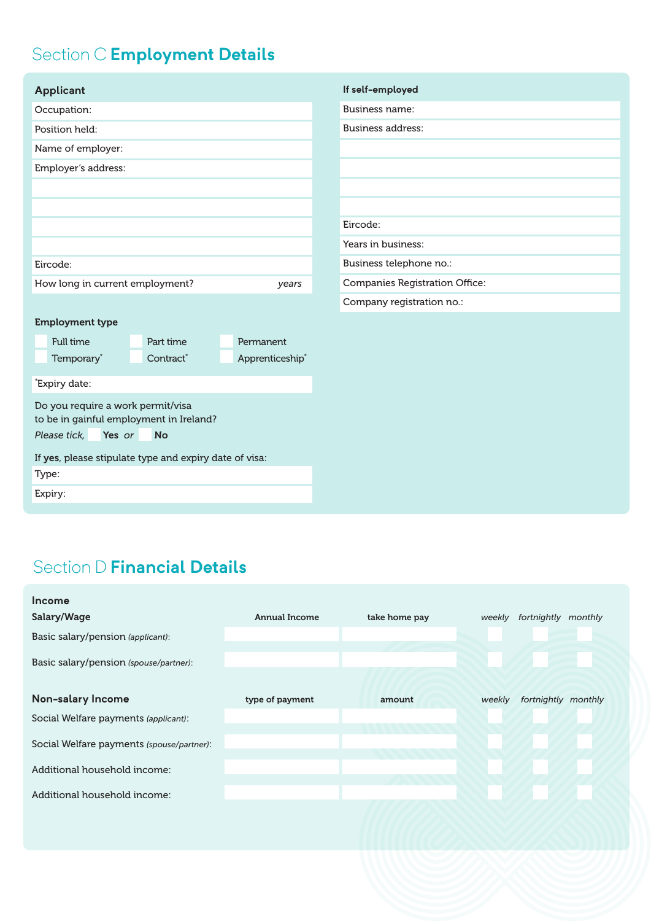## Section C **Employment Details**

### Applicant

Occupation:

Position held:

Name of employer:

Employer's address:

Eircode:

How long in current employment? *years*

### If self-employed

Business name:

Business address:

Eircode:

Years in business:

Business telephone no.:

Companies Registration Office:

Company registration no.:

**Employment type**

☐ Full time ☐ Part time ☐ Permanent

☐ Temporary* ☐ Contract* ☐ Apprenticeship*

*Expiry date:

Do you require a work permit/visa to be in gainful employment in Ireland?

*Please tick,* ☐ **Yes** *or* ☐ **No**

If **yes**, please stipulate type and expiry date of visa:

Type:

Expiry:

## Section D **Financial Details**

**Income**

| **Salary/Wage** | **Annual Income** | **take home pay** | *weekly* | *fortnightly* | *monthly* |
|---|---|---|---|---|---|
| Basic salary/pension *(applicant)*: | | | ☐ | ☐ | ☐ |
| Basic salary/pension *(spouse/partner)*: | | | ☐ | ☐ | ☐ |

| **Non-salary Income** | **type of payment** | **amount** | *weekly* | *fortnightly* | *monthly* |
|---|---|---|---|---|---|
| Social Welfare payments *(applicant)*: | | | ☐ | ☐ | ☐ |
| Social Welfare payments *(spouse/partner)*: | | | ☐ | ☐ | ☐ |
| Additional household income: | | | ☐ | ☐ | ☐ |
| Additional household income: | | | ☐ | ☐ | ☐ |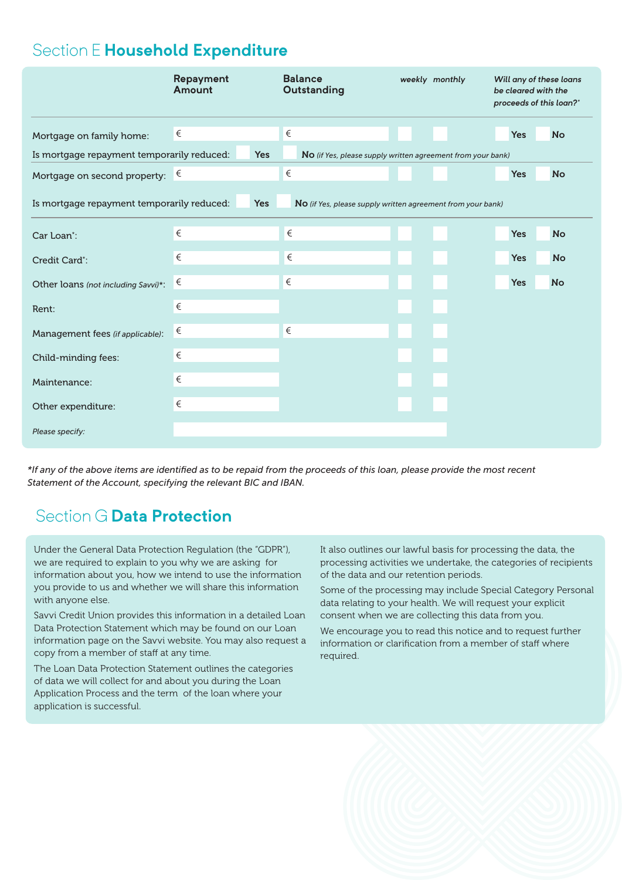## Section E **Household Expenditure**

| | Repayment Amount | Balance Outstanding | weekly | monthly | *Will any of these loans be cleared with the proceeds of this loan?** |
|---|---|---|---|---|---|
| Mortgage on family home: | € | € | | | Yes No |
| Is mortgage repayment temporarily reduced: Yes No *(if Yes, please supply written agreement from your bank)* | | | | | |
| Mortgage on second property: | € | € | | | Yes No |
| Is mortgage repayment temporarily reduced: Yes No *(if Yes, please supply written agreement from your bank)* | | | | | |
| Car Loan*: | € | € | | | Yes No |
| Credit Card*: | € | € | | | Yes No |
| Other loans *(not including Savvi)**: | € | € | | | Yes No |
| Rent: | € | | | | |
| Management fees *(if applicable)*: | € | € | | | |
| Child-minding fees: | € | | | | |
| Maintenance: | € | | | | |
| Other expenditure: | € | | | | |
| *Please specify:* | | | | | |

**If any of the above items are identified as to be repaid from the proceeds of this loan, please provide the most recent Statement of the Account, specifying the relevant BIC and IBAN.*

## Section G **Data Protection**

Under the General Data Protection Regulation (the "GDPR"), we are required to explain to you why we are asking for information about you, how we intend to use the information you provide to us and whether we will share this information with anyone else.

Savvi Credit Union provides this information in a detailed Loan Data Protection Statement which may be found on our Loan information page on the Savvi website. You may also request a copy from a member of staff at any time.

The Loan Data Protection Statement outlines the categories of data we will collect for and about you during the Loan Application Process and the term of the loan where your application is successful.

It also outlines our lawful basis for processing the data, the processing activities we undertake, the categories of recipients of the data and our retention periods.

Some of the processing may include Special Category Personal data relating to your health. We will request your explicit consent when we are collecting this data from you.

We encourage you to read this notice and to request further information or clarification from a member of staff where required.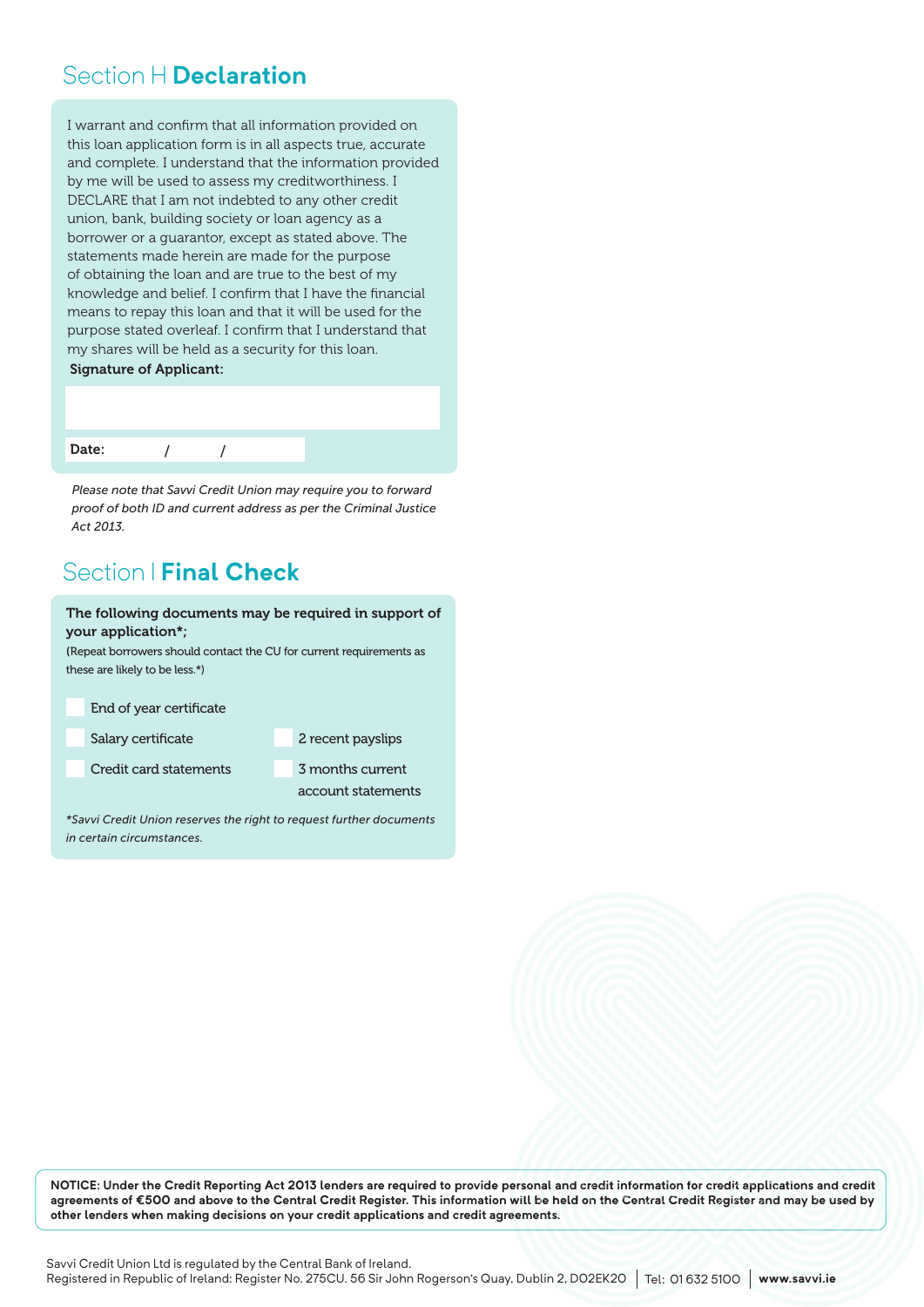## Section H **Declaration**

I warrant and confirm that all information provided on this loan application form is in all aspects true, accurate and complete. I understand that the information provided by me will be used to assess my creditworthiness. I DECLARE that I am not indebted to any other credit union, bank, building society or loan agency as a borrower or a guarantor, except as stated above. The statements made herein are made for the purpose of obtaining the loan and are true to the best of my knowledge and belief. I confirm that I have the financial means to repay this loan and that it will be used for the purpose stated overleaf. I confirm that I understand that my shares will be held as a security for this loan.

**Signature of Applicant:**

**Date:** / /

*Please note that Savvi Credit Union may require you to forward proof of both ID and current address as per the Criminal Justice Act 2013.*

## Section I **Final Check**

**The following documents may be required in support of your application*;**

(Repeat borrowers should contact the CU for current requirements as these are likely to be less.*)

- ☐ End of year certificate
- ☐ Salary certificate
- ☐ 2 recent payslips
- ☐ Credit card statements
- ☐ 3 months current account statements

**Savvi Credit Union reserves the right to request further documents in certain circumstances.*

**NOTICE: Under the Credit Reporting Act 2013 lenders are required to provide personal and credit information for credit applications and credit agreements of €500 and above to the Central Credit Register. This information will be held on the Central Credit Register and may be used by other lenders when making decisions on your credit applications and credit agreements.**

Savvi Credit Union Ltd is regulated by the Central Bank of Ireland.
Registered in Republic of Ireland: Register No. 275CU. 56 Sir John Rogerson's Quay, Dublin 2, D02EK20 | Tel: 01 632 5100 | **www.savvi.ie**